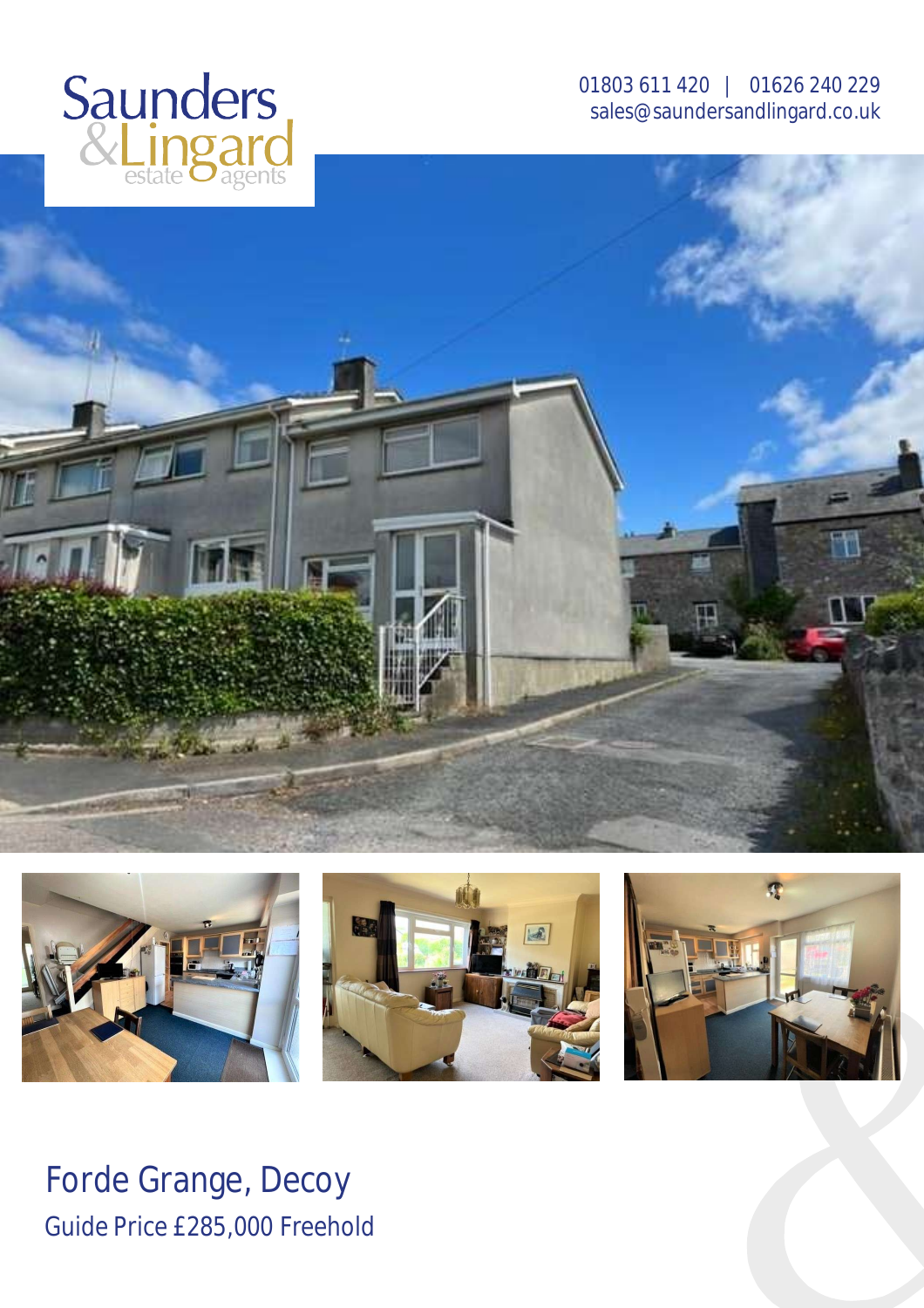Saunders & Lingard estate agents

01803 611 420 | 01626 240 229
sales@saundersandlingard.co.uk

# Forde Grange, Decoy

## Guide Price £285,000 Freehold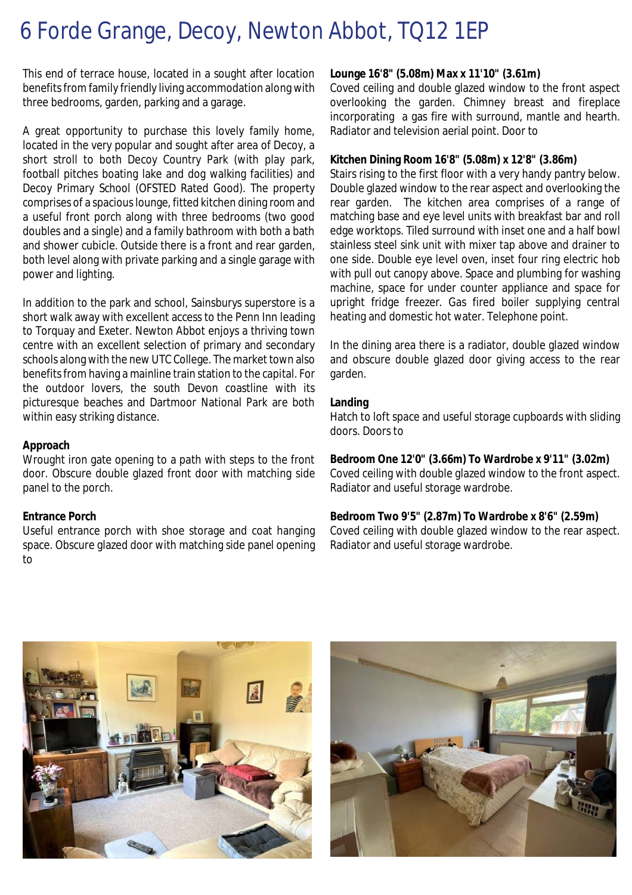# 6 Forde Grange, Decoy, Newton Abbot, TQ12 1EP

This end of terrace house, located in a sought after location benefits from family friendly living accommodation along with three bedrooms, garden, parking and a garage.

A great opportunity to purchase this lovely family home, located in the very popular and sought after area of Decoy, a short stroll to both Decoy Country Park (with play park, football pitches boating lake and dog walking facilities) and Decoy Primary School (OFSTED Rated Good). The property comprises of a spacious lounge, fitted kitchen dining room and a useful front porch along with three bedrooms (two good doubles and a single) and a family bathroom with both a bath and shower cubicle. Outside there is a front and rear garden, both level along with private parking and a single garage with power and lighting.

In addition to the park and school, Sainsburys superstore is a short walk away with excellent access to the Penn Inn leading to Torquay and Exeter. Newton Abbot enjoys a thriving town centre with an excellent selection of primary and secondary schools along with the new UTC College. The market town also benefits from having a mainline train station to the capital. For the outdoor lovers, the south Devon coastline with its picturesque beaches and Dartmoor National Park are both within easy striking distance.

**Approach**
Wrought iron gate opening to a path with steps to the front door. Obscure double glazed front door with matching side panel to the porch.

**Entrance Porch**
Useful entrance porch with shoe storage and coat hanging space. Obscure glazed door with matching side panel opening to

**Lounge 16'8" (5.08m) Max x 11'10" (3.61m)**
Coved ceiling and double glazed window to the front aspect overlooking the garden. Chimney breast and fireplace incorporating a gas fire with surround, mantle and hearth. Radiator and television aerial point. Door to

**Kitchen Dining Room 16'8" (5.08m) x 12'8" (3.86m)**
Stairs rising to the first floor with a very handy pantry below. Double glazed window to the rear aspect and overlooking the rear garden. The kitchen area comprises of a range of matching base and eye level units with breakfast bar and roll edge worktops. Tiled surround with inset one and a half bowl stainless steel sink unit with mixer tap above and drainer to one side. Double eye level oven, inset four ring electric hob with pull out canopy above. Space and plumbing for washing machine, space for under counter appliance and space for upright fridge freezer. Gas fired boiler supplying central heating and domestic hot water. Telephone point.

In the dining area there is a radiator, double glazed window and obscure double glazed door giving access to the rear garden.

**Landing**
Hatch to loft space and useful storage cupboards with sliding doors. Doors to

**Bedroom One 12'0" (3.66m) To Wardrobe x 9'11" (3.02m)**
Coved ceiling with double glazed window to the front aspect. Radiator and useful storage wardrobe.

**Bedroom Two 9'5" (2.87m) To Wardrobe x 8'6" (2.59m)**
Coved ceiling with double glazed window to the rear aspect. Radiator and useful storage wardrobe.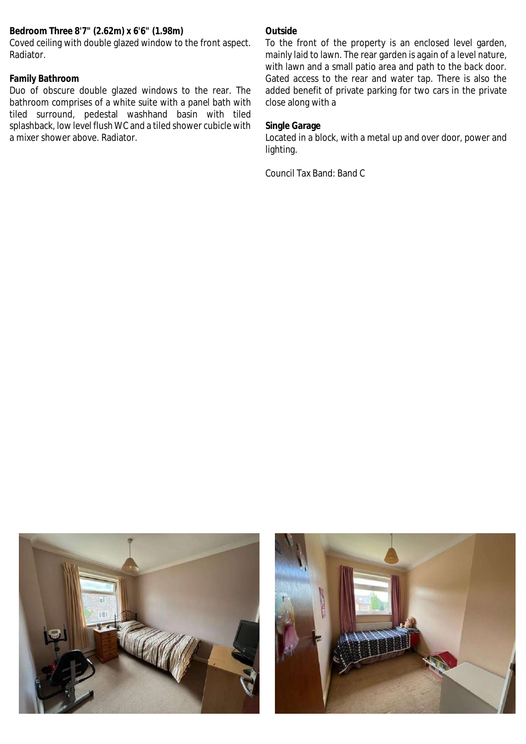**Bedroom Three 8'7" (2.62m) x 6'6" (1.98m)**

Coved ceiling with double glazed window to the front aspect. Radiator.

**Family Bathroom**

Duo of obscure double glazed windows to the rear. The bathroom comprises of a white suite with a panel bath with tiled surround, pedestal washhand basin with tiled splashback, low level flush WC and a tiled shower cubicle with a mixer shower above. Radiator.

**Outside**

To the front of the property is an enclosed level garden, mainly laid to lawn. The rear garden is again of a level nature, with lawn and a small patio area and path to the back door. Gated access to the rear and water tap. There is also the added benefit of private parking for two cars in the private close along with a

**Single Garage**

Located in a block, with a metal up and over door, power and lighting.

Council Tax Band: Band C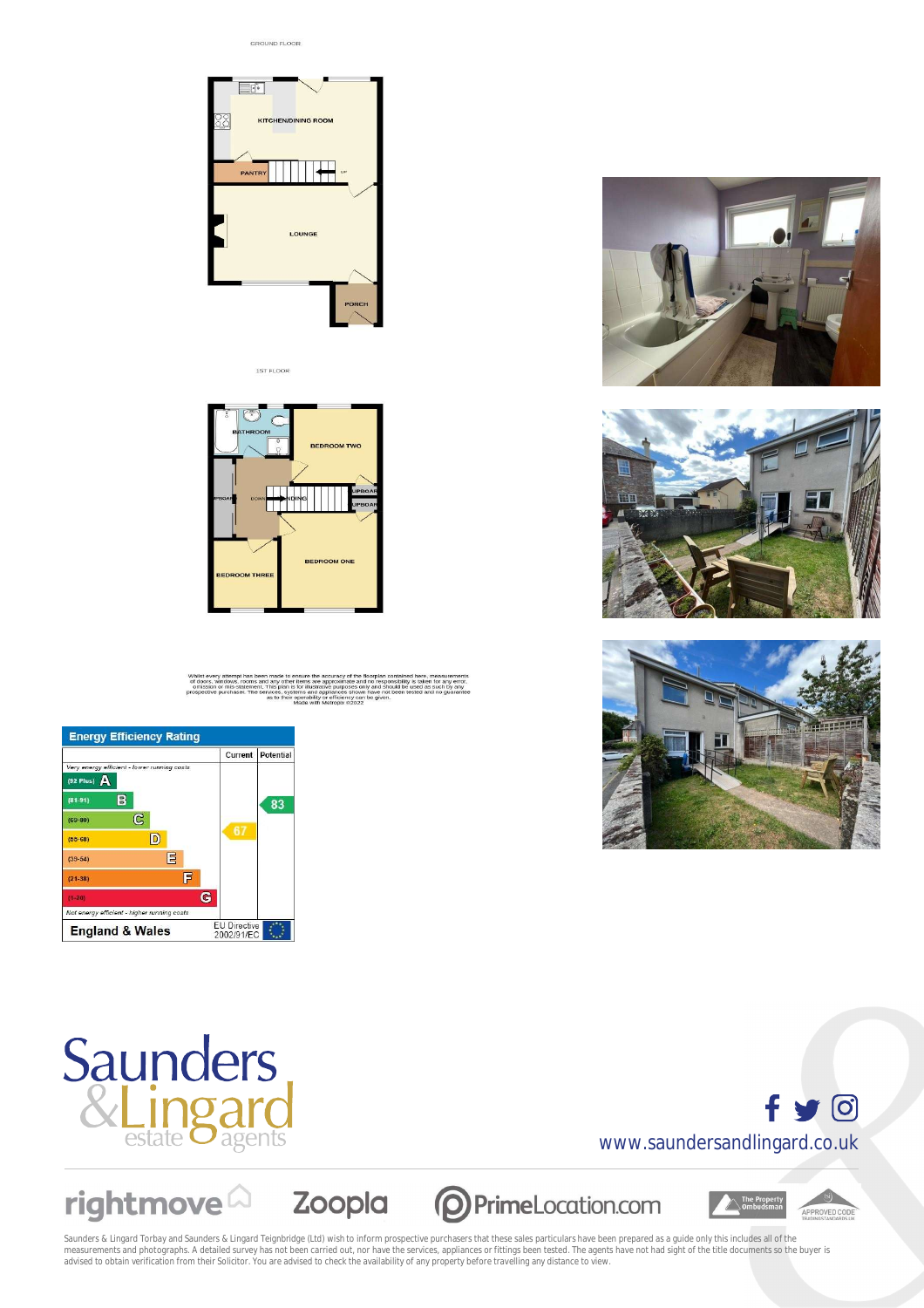GROUND FLOOR

KITCHEN/DINING ROOM

PANTRY

UP

LOUNGE

PORCH

1ST FLOOR

BATHROOM

BEDROOM TWO

DOWN

LANDING

CUPBOARD

CUPBOARD

BEDROOM ONE

BEDROOM THREE

Whilst every attempt has been made to ensure the accuracy of the floorplan contained here, measurements of doors, windows, rooms and any other items are approximate and no responsibility is taken for any error, omission or mis-statement. This plan is for illustrative purposes only and should be used as such by any prospective purchaser. The services, systems and appliances shown have not been tested and no guarantee as to their operability or efficiency can be given.
Made with Metropix ©2022

Energy Efficiency Rating

Current | Potential

Very energy efficient - lower running costs

(92 Plus) A

(81-91) B

(69-80) C

(55-68) D

(39-54) E

(21-38) F

(1-20) G

Not energy efficient - higher running costs

67

83

England & Wales

EU Directive 2002/91/EC

Saunders & Lingard estate agents

www.saundersandlingard.co.uk

rightmove

Zoopla

PrimeLocation.com

The Property Ombudsman

APPROVED CODE TRADINGSTANDARDS.UK

Saunders & Lingard Torbay and Saunders & Lingard Teignbridge (Ltd) wish to inform prospective purchasers that these sales particulars have been prepared as a guide only this includes all of the measurements and photographs. A detailed survey has not been carried out, nor have the services, appliances or fittings been tested. The agents have not had sight of the title documents so the buyer is advised to obtain verification from their Solicitor. You are advised to check the availability of any property before travelling any distance to view.